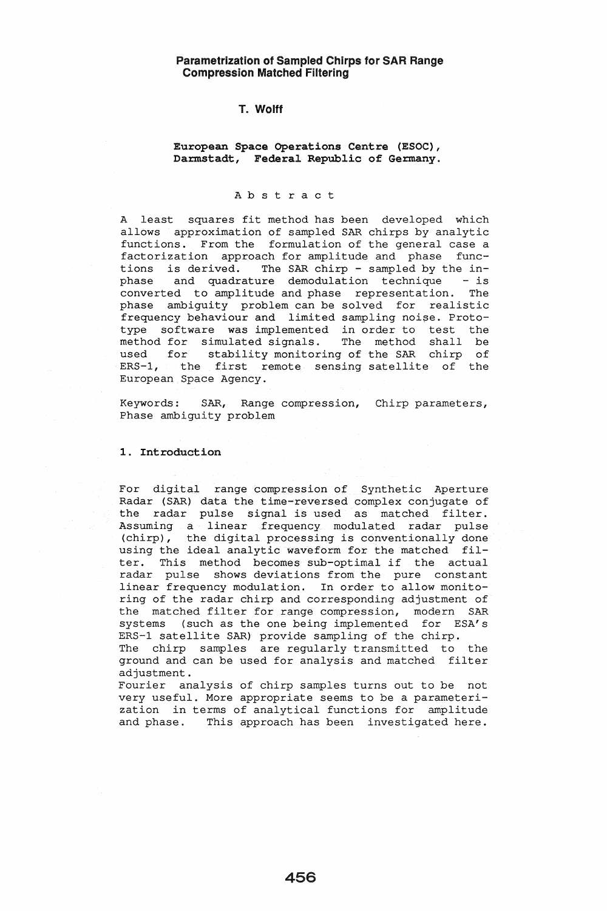# Parametrization of Sampled Chirps for SAR Range Compression Matched Filtering

**T. Wolff**

**European Space Operations Centre (ESOC), Darmstadt, Federal Republic of Germany.**

## Abstract

A least squares fit method has been developed which allows approximation of sampled SAR chirps by analytic functions. From the formulation of the general case a factorization approach for amplitude and phase functions is derived. The SAR chirp - sampled by the in-phase and quadrature demodulation technique - is converted to amplitude and phase representation. The phase ambiguity problem can be solved for realistic frequency behaviour and limited sampling noise. Prototype software was implemented in order to test the method for simulated signals. The method shall be used for stability monitoring of the SAR chirp of ERS-1, the first remote sensing satellite of the European Space Agency.

Keywords: SAR, Range compression, Chirp parameters, Phase ambiguity problem

## 1. Introduction

For digital range compression of Synthetic Aperture Radar (SAR) data the time-reversed complex conjugate of the radar pulse signal is used as matched filter. Assuming a linear frequency modulated radar pulse (chirp), the digital processing is conventionally done using the ideal analytic waveform for the matched filter. This method becomes sub-optimal if the actual radar pulse shows deviations from the pure constant linear frequency modulation. In order to allow monitoring of the radar chirp and corresponding adjustment of the matched filter for range compression, modern SAR systems (such as the one being implemented for ESA's ERS-1 satellite SAR) provide sampling of the chirp.
The chirp samples are regularly transmitted to the ground and can be used for analysis and matched filter adjustment.
Fourier analysis of chirp samples turns out to be not very useful. More appropriate seems to be a parameterization in terms of analytical functions for amplitude and phase. This approach has been investigated here.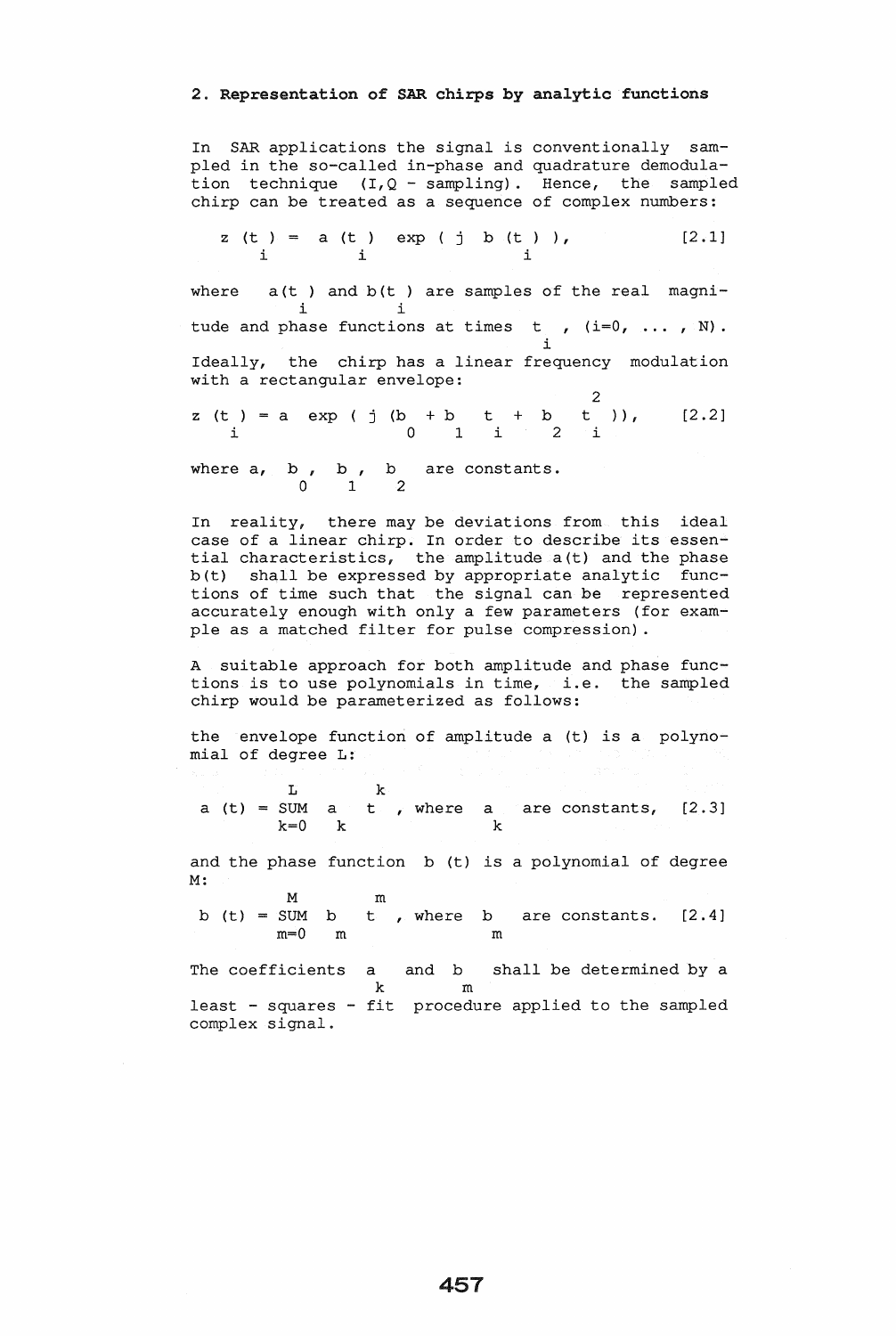## 2. Representation of SAR chirps by analytic functions

In SAR applications the signal is conventionally sampled in the so-called in-phase and quadrature demodulation technique (I,Q - sampling). Hence, the sampled chirp can be treated as a sequence of complex numbers:

$$z(t_i) = a(t_i) \exp(j\, b(t_i)), \qquad [2.1]$$

where $a(t_i)$ and $b(t_i)$ are samples of the real magnitude and phase functions at times $t_i$, $(i=0, \ldots, N)$.

Ideally, the chirp has a linear frequency modulation with a rectangular envelope:

$$z(t_i) = a \exp(j\,(b_0 + b_1 t_i + b_2 t_i^2)), \qquad [2.2]$$

where $a$, $b_0$, $b_1$, $b_2$ are constants.

In reality, there may be deviations from this ideal case of a linear chirp. In order to describe its essential characteristics, the amplitude $a(t)$ and the phase $b(t)$ shall be expressed by appropriate analytic functions of time such that the signal can be represented accurately enough with only a few parameters (for example as a matched filter for pulse compression).

A suitable approach for both amplitude and phase functions is to use polynomials in time, i.e. the sampled chirp would be parameterized as follows:

the envelope function of amplitude $a(t)$ is a polynomial of degree L:

$$a(t) = \sum_{k=0}^{L} a_k t^k, \text{ where } a_k \text{ are constants,} \qquad [2.3]$$

and the phase function $b(t)$ is a polynomial of degree M:

$$b(t) = \sum_{m=0}^{M} b_m t^m, \text{ where } b_m \text{ are constants.} \qquad [2.4]$$

The coefficients $a_k$ and $b_m$ shall be determined by a least - squares - fit procedure applied to the sampled complex signal.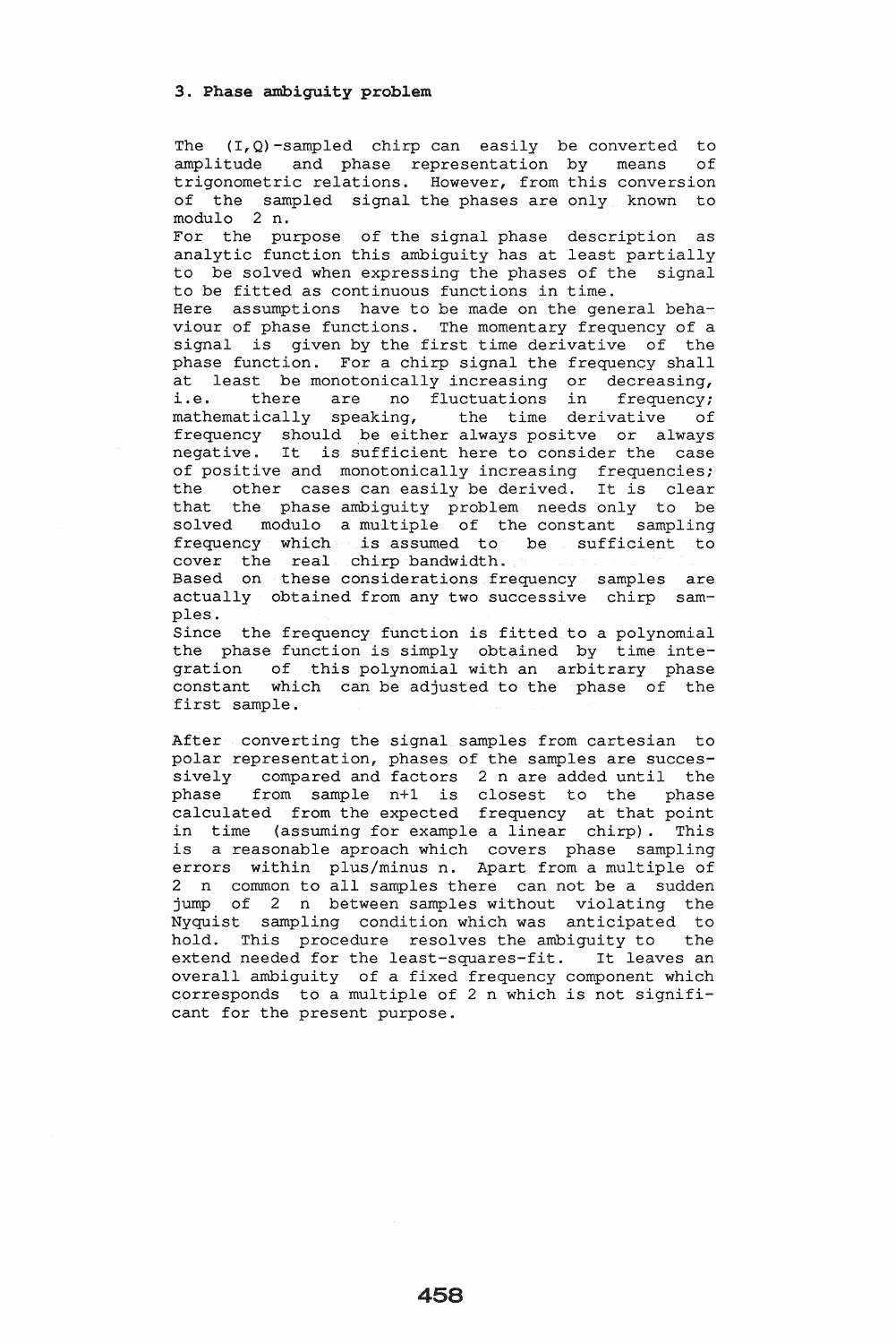### 3. Phase ambiguity problem

The (I,Q)-sampled chirp can easily be converted to amplitude and phase representation by means of trigonometric relations. However, from this conversion of the sampled signal the phases are only known to modulo 2 n.

For the purpose of the signal phase description as analytic function this ambiguity has at least partially to be solved when expressing the phases of the signal to be fitted as continuous functions in time.

Here assumptions have to be made on the general behaviour of phase functions. The momentary frequency of a signal is given by the first time derivative of the phase function. For a chirp signal the frequency shall at least be monotonically increasing or decreasing, i.e. there are no fluctuations in frequency; mathematically speaking, the time derivative of frequency should be either always positve or always negative. It is sufficient here to consider the case of positive and monotonically increasing frequencies; the other cases can easily be derived. It is clear that the phase ambiguity problem needs only to be solved modulo a multiple of the constant sampling frequency which is assumed to be sufficient to cover the real chirp bandwidth.

Based on these considerations frequency samples are actually obtained from any two successive chirp samples.

Since the frequency function is fitted to a polynomial the phase function is simply obtained by time integration of this polynomial with an arbitrary phase constant which can be adjusted to the phase of the first sample.

After converting the signal samples from cartesian to polar representation, phases of the samples are successively compared and factors 2 n are added until the phase from sample n+1 is closest to the phase calculated from the expected frequency at that point in time (assuming for example a linear chirp). This is a reasonable aproach which covers phase sampling errors within plus/minus n. Apart from a multiple of 2 n common to all samples there can not be a sudden jump of 2 n between samples without violating the Nyquist sampling condition which was anticipated to hold. This procedure resolves the ambiguity to the extend needed for the least-squares-fit. It leaves an overall ambiguity of a fixed frequency component which corresponds to a multiple of 2 n which is not significant for the present purpose.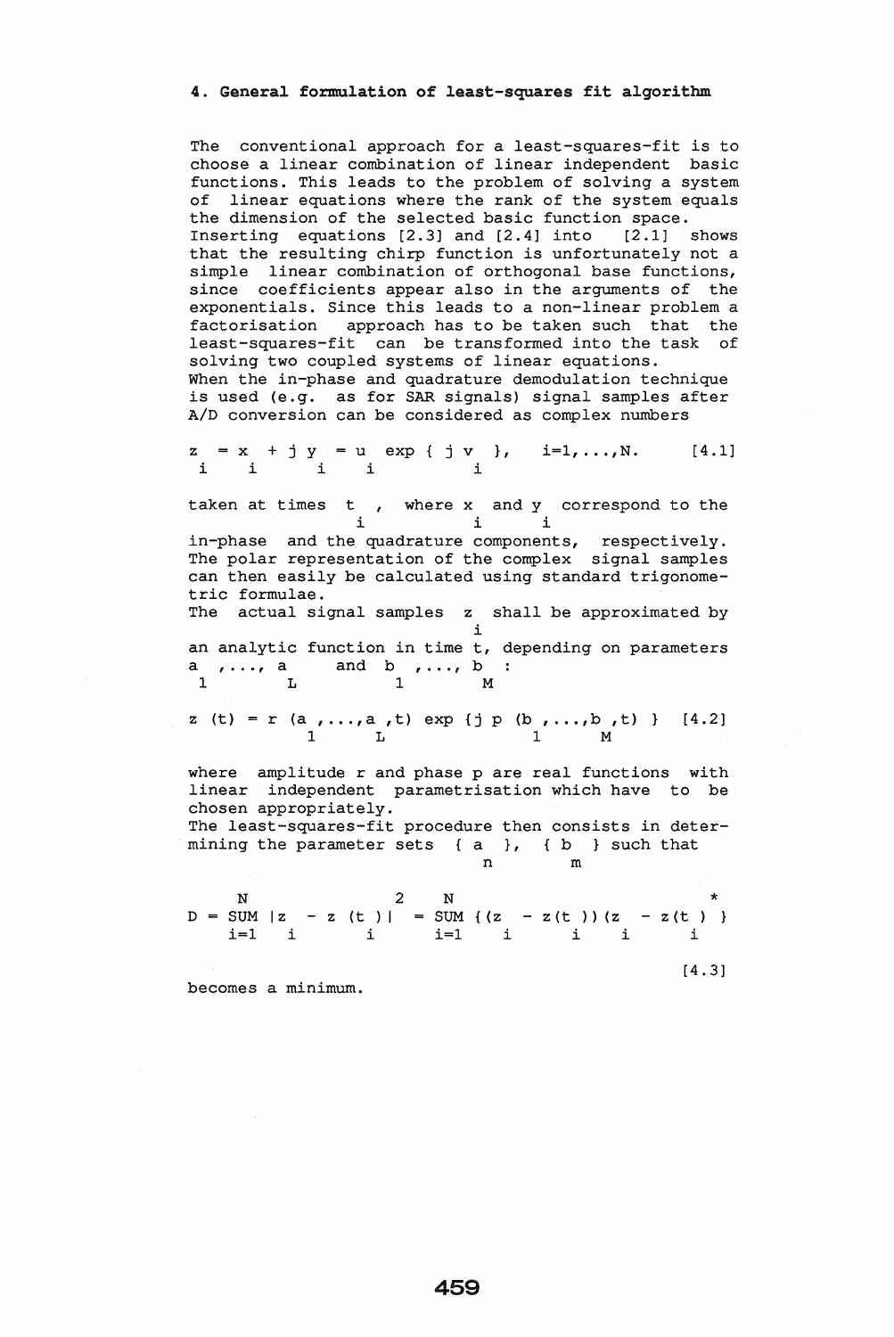### 4. General formulation of least-squares fit algorithm

The conventional approach for a least-squares-fit is to choose a linear combination of linear independent basic functions. This leads to the problem of solving a system of linear equations where the rank of the system equals the dimension of the selected basic function space.
Inserting equations [2.3] and [2.4] into [2.1] shows that the resulting chirp function is unfortunately not a simple linear combination of orthogonal base functions, since coefficients appear also in the arguments of the exponentials. Since this leads to a non-linear problem a factorisation approach has to be taken such that the least-squares-fit can be transformed into the task of solving two coupled systems of linear equations.
When the in-phase and quadrature demodulation technique is used (e.g. as for SAR signals) signal samples after A/D conversion can be considered as complex numbers

$$z_i = x_i + j\,y_i = u_i \exp\{\, j\,v_i \,\}, \quad i=1,\ldots,N. \qquad [4.1]$$

taken at times $t_i$, where $x_i$ and $y_i$ correspond to the in-phase and the quadrature components, respectively. The polar representation of the complex signal samples can then easily be calculated using standard trigonometric formulae.
The actual signal samples $z_i$ shall be approximated by an analytic function in time t, depending on parameters $a_1,\ldots,a_L$ and $b_1,\ldots,b_M$ :

$$z(t) = r(a_1,\ldots,a_L,t)\,\exp\{j\,p(b_1,\ldots,b_M,t)\} \qquad [4.2]$$

where amplitude r and phase p are real functions with linear independent parametrisation which have to be chosen appropriately.
The least-squares-fit procedure then consists in determining the parameter sets $\{a_n\}$, $\{b_m\}$ such that

$$D = \sum_{i=1}^{N} |z_i - z(t_i)|^2 = \sum_{i=1}^{N} \{(z_i - z(t_i))(z_i - z(t_i))^*\} \qquad [4.3]$$

becomes a minimum.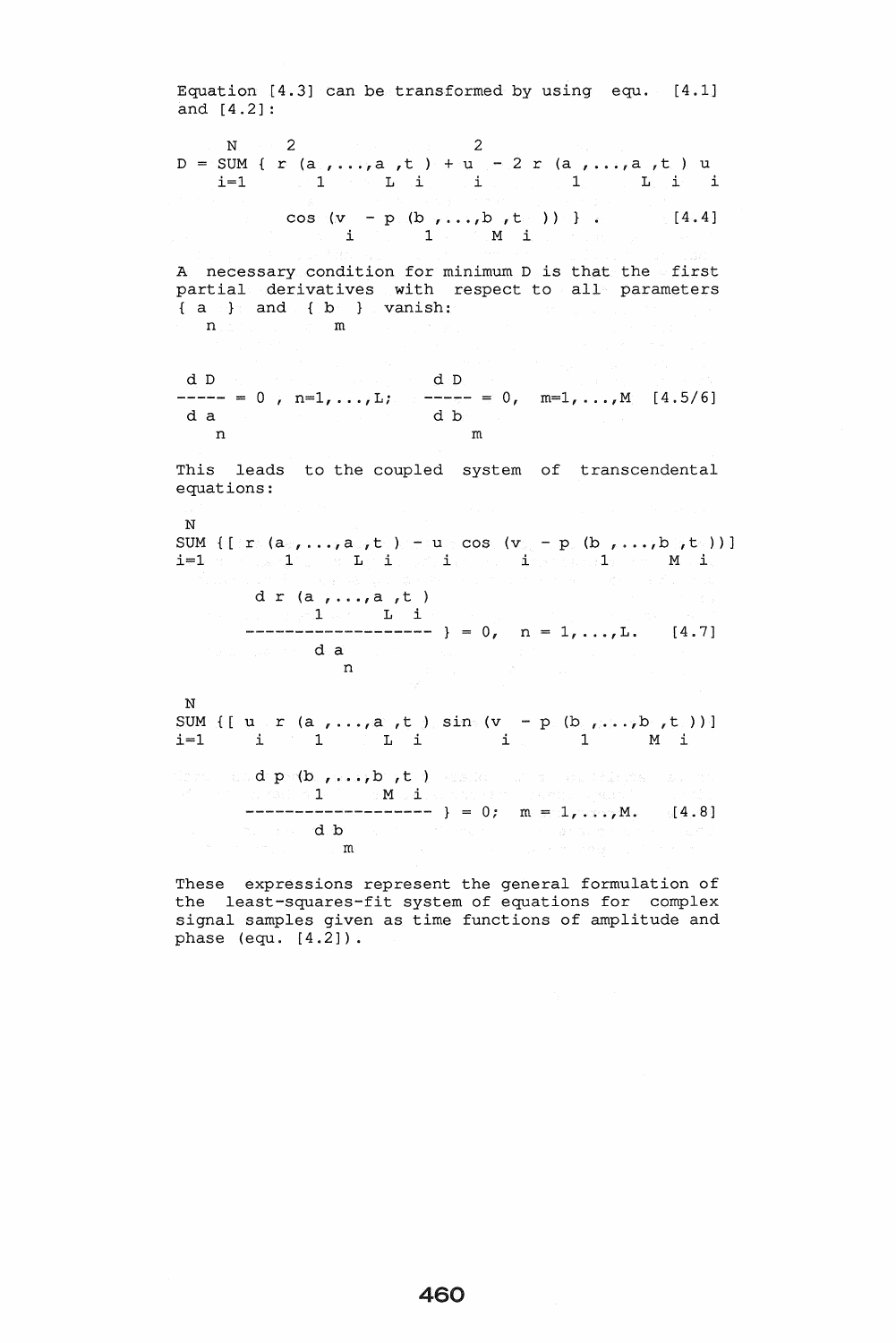Equation [4.3] can be transformed by using equ. [4.1] and [4.2]:

$$D = \sum_{i=1}^{N} \{ r^2(a_1,\ldots,a_L,t_i) + u_i^2 - 2\, r(a_1,\ldots,a_L,t_i)\, u_i \cos(v_i - p(b_1,\ldots,b_M,t_i)) \} . \qquad [4.4]$$

A necessary condition for minimum D is that the first partial derivatives with respect to all parameters $\{a_n\}$ and $\{b_m\}$ vanish:

$$\frac{dD}{da_n} = 0 , \; n=1,\ldots,L; \qquad \frac{dD}{db_m} = 0, \quad m=1,\ldots,M \qquad [4.5/6]$$

This leads to the coupled system of transcendental equations:

$$\sum_{i=1}^{N} \{ [ r(a_1,\ldots,a_L,t_i) - u_i \cos(v_i - p(b_1,\ldots,b_M,t_i))] \frac{d\, r(a_1,\ldots,a_L,t_i)}{da_n} \} = 0, \quad n = 1,\ldots,L. \qquad [4.7]$$

$$\sum_{i=1}^{N} \{ [ u_i\, r(a_1,\ldots,a_L,t_i) \sin(v_i - p(b_1,\ldots,b_M,t_i))] \frac{d\, p(b_1,\ldots,b_M,t_i)}{db_m} \} = 0; \quad m = 1,\ldots,M. \qquad [4.8]$$

These expressions represent the general formulation of the least-squares-fit system of equations for complex signal samples given as time functions of amplitude and phase (equ. [4.2]).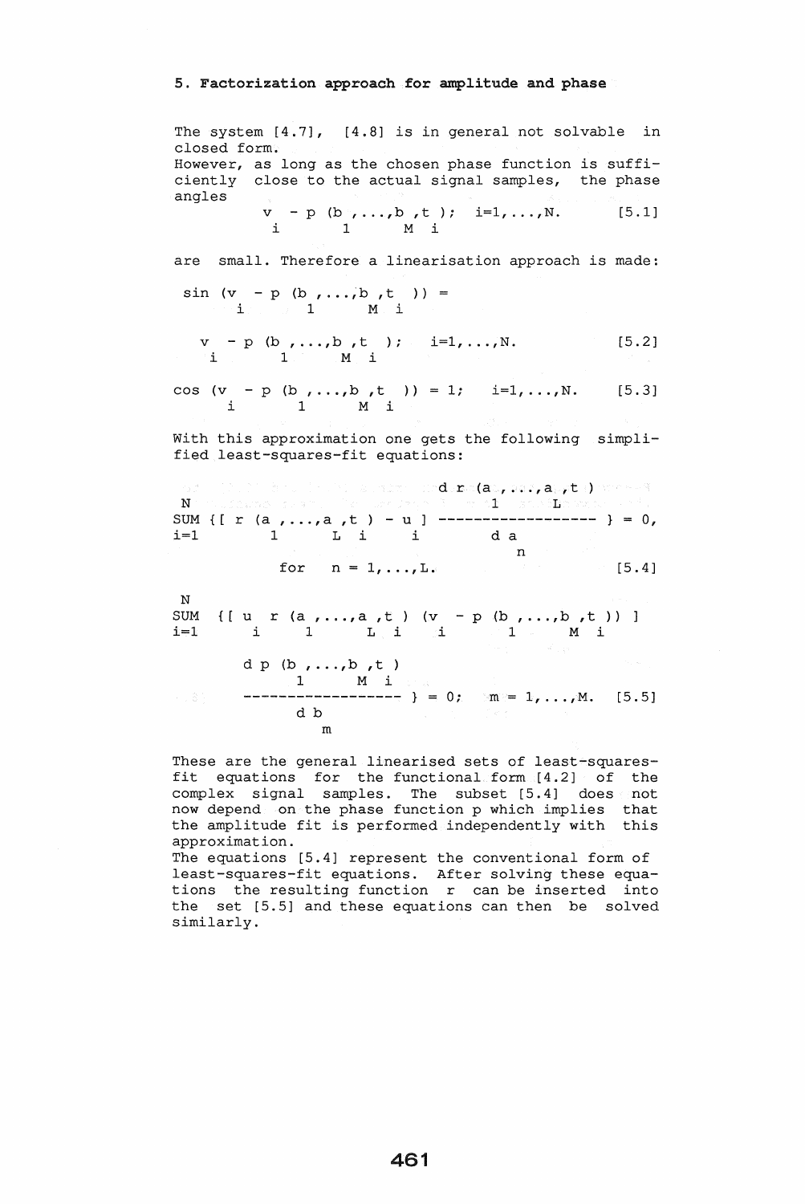## 5. Factorization approach for amplitude and phase

The system [4.7], [4.8] is in general not solvable in closed form.
However, as long as the chosen phase function is sufficiently close to the actual signal samples, the phase angles

$$v_i - p(b_1,\ldots,b_M,t_i); \quad i=1,\ldots,N. \qquad [5.1]$$

are small. Therefore a linearisation approach is made:

$$\sin(v_i - p(b_1,\ldots,b_M,t_i)) =$$

$$v_i - p(b_1,\ldots,b_M,t_i); \quad i=1,\ldots,N. \qquad [5.2]$$

$$\cos(v_i - p(b_1,\ldots,b_M,t_i)) = 1; \quad i=1,\ldots,N. \qquad [5.3]$$

With this approximation one gets the following simplified least-squares-fit equations:

$$\sum_{i=1}^{N} \left\{ [\, r(a_1,\ldots,a_L,t_i) - u_i \,] \frac{d\, r(a_1,\ldots,a_L,t_i)}{d\, a_n} \right\} = 0,$$

$$\text{for} \quad n = 1,\ldots,L. \qquad [5.4]$$

$$\sum_{i=1}^{N} \left\{ [\, u_i\, r(a_1,\ldots,a_L,t_i)\, (v_i - p(b_1,\ldots,b_M,t_i))\,] \frac{d\, p(b_1,\ldots,b_M,t_i)}{d\, b_m} \right\} = 0; \quad m = 1,\ldots,M. \qquad [5.5]$$

These are the general linearised sets of least-squares-fit equations for the functional form [4.2] of the complex signal samples. The subset [5.4] does not now depend on the phase function p which implies that the amplitude fit is performed independently with this approximation.
The equations [5.4] represent the conventional form of least-squares-fit equations. After solving these equations the resulting function r can be inserted into the set [5.5] and these equations can then be solved similarly.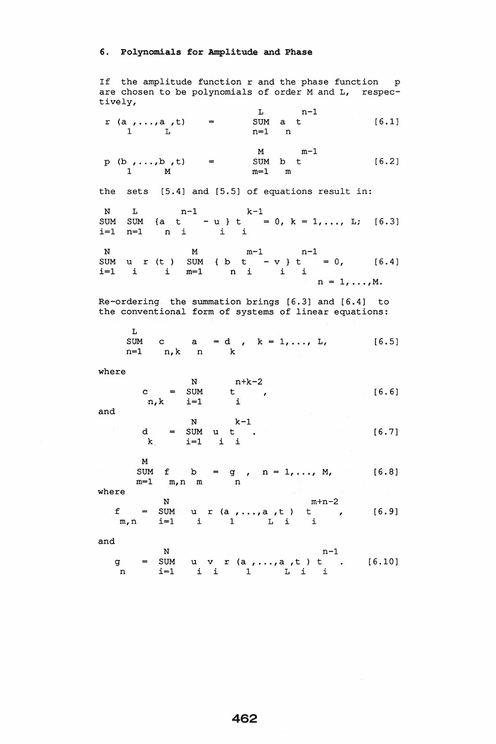## 6. Polynomials for Amplitude and Phase

If the amplitude function r and the phase function p are chosen to be polynomials of order M and L, respectively,

$$r(a_1, \ldots, a_L, t) = \sum_{n=1}^{L} a_n t^{n-1} \qquad [6.1]$$

$$p(b_1, \ldots, b_M, t) = \sum_{m=1}^{M} b_m t^{m-1} \qquad [6.2]$$

the sets [5.4] and [5.5] of equations result in:

$$\sum_{i=1}^{N} \sum_{n=1}^{L} \{a_n t_i^{n-1} - u_i\} t_i^{k-1} = 0, \; k = 1, \ldots, L; \qquad [6.3]$$

$$\sum_{i=1}^{N} u_i r(t_i) \sum_{m=1}^{M} \{b_n t_i^{m-1} - v_i\} t_i^{n-1} = 0, \qquad [6.4]$$

$$n = 1, \ldots, M.$$

Re-ordering the summation brings [6.3] and [6.4] to the conventional form of systems of linear equations:

$$\sum_{n=1}^{L} c_{n,k} a_n = d_k, \; k = 1, \ldots, L, \qquad [6.5]$$

where

$$c_{n,k} = \sum_{i=1}^{N} t_i^{n+k-2}, \qquad [6.6]$$

and

$$d_k = \sum_{i=1}^{N} u_i t_i^{k-1}. \qquad [6.7]$$

$$\sum_{m=1}^{M} f_{m,n} b_m = g_n, \; n = 1, \ldots, M, \qquad [6.8]$$

where

$$f_{m,n} = \sum_{i=1}^{N} u_i r(a_1, \ldots, a_L, t_i) t_i^{m+n-2}, \qquad [6.9]$$

and

$$g_n = \sum_{i=1}^{N} u_i v_i r(a_1, \ldots, a_L, t_i) t_i^{n-1}. \qquad [6.10]$$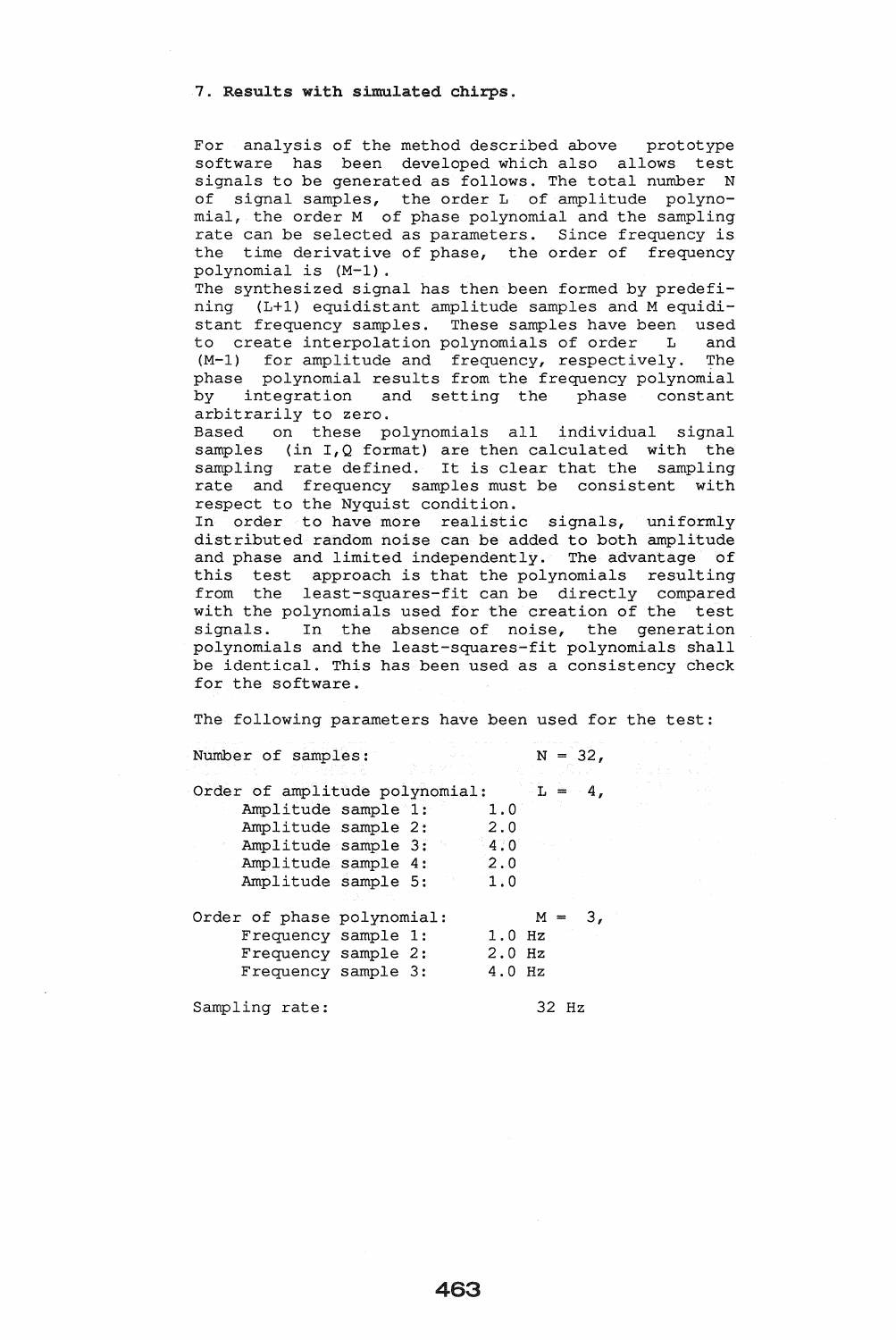## 7. Results with simulated chirps.

For analysis of the method described above prototype software has been developed which also allows test signals to be generated as follows. The total number N of signal samples, the order L of amplitude polynomial, the order M of phase polynomial and the sampling rate can be selected as parameters. Since frequency is the time derivative of phase, the order of frequency polynomial is (M-1).

The synthesized signal has then been formed by predefining (L+1) equidistant amplitude samples and M equidistant frequency samples. These samples have been used to create interpolation polynomials of order L and (M-1) for amplitude and frequency, respectively. The phase polynomial results from the frequency polynomial by integration and setting the phase constant arbitrarily to zero.

Based on these polynomials all individual signal samples (in I,Q format) are then calculated with the sampling rate defined. It is clear that the sampling rate and frequency samples must be consistent with respect to the Nyquist condition.

In order to have more realistic signals, uniformly distributed random noise can be added to both amplitude and phase and limited independently. The advantage of this test approach is that the polynomials resulting from the least-squares-fit can be directly compared with the polynomials used for the creation of the test signals. In the absence of noise, the generation polynomials and the least-squares-fit polynomials shall be identical. This has been used as a consistency check for the software.

The following parameters have been used for the test:

| | | |
|---|---|---|
| Number of samples: | | N = 32, |
| Order of amplitude polynomial: | | L = 4, |
| Amplitude sample 1: | 1.0 | |
| Amplitude sample 2: | 2.0 | |
| Amplitude sample 3: | 4.0 | |
| Amplitude sample 4: | 2.0 | |
| Amplitude sample 5: | 1.0 | |
| Order of phase polynomial: | | M = 3, |
| Frequency sample 1: | 1.0 Hz | |
| Frequency sample 2: | 2.0 Hz | |
| Frequency sample 3: | 4.0 Hz | |
| Sampling rate: | | 32 Hz |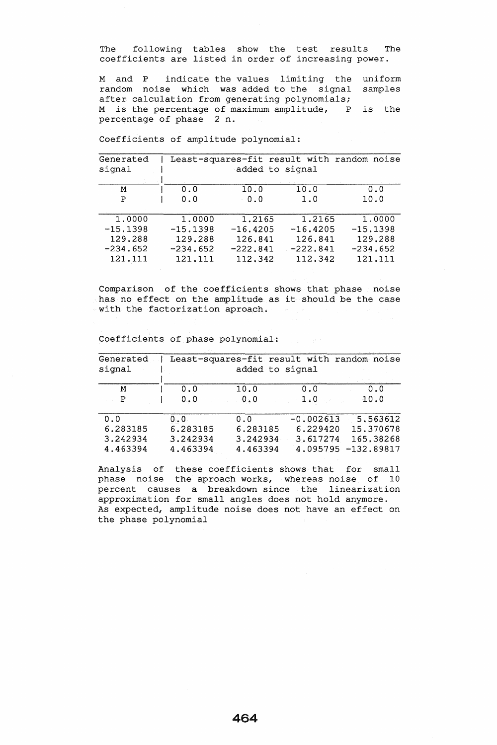The following tables show the test results The coefficients are listed in order of increasing power.

M and P indicate the values limiting the uniform random noise which was added to the signal samples after calculation from generating polynomials;
M is the percentage of maximum amplitude, P is the percentage of phase 2 n.

Coefficients of amplitude polynomial:

| Generated signal | Least-squares-fit result with random noise added to signal | | | |
|---|---|---|---|---|
| M | 0.0 | 10.0 | 10.0 | 0.0 |
| P | 0.0 | 0.0 | 1.0 | 10.0 |
| 1.0000 | 1.0000 | 1.2165 | 1.2165 | 1.0000 |
| -15.1398 | -15.1398 | -16.4205 | -16.4205 | -15.1398 |
| 129.288 | 129.288 | 126.841 | 126.841 | 129.288 |
| -234.652 | -234.652 | -222.841 | -222.841 | -234.652 |
| 121.111 | 121.111 | 112.342 | 112.342 | 121.111 |

Comparison of the coefficients shows that phase noise has no effect on the amplitude as it should be the case with the factorization aproach.

Coefficients of phase polynomial:

| Generated signal | Least-squares-fit result with random noise added to signal | | | |
|---|---|---|---|---|
| M | 0.0 | 10.0 | 0.0 | 0.0 |
| P | 0.0 | 0.0 | 1.0 | 10.0 |
| 0.0 | 0.0 | 0.0 | -0.002613 | 5.563612 |
| 6.283185 | 6.283185 | 6.283185 | 6.229420 | 15.370678 |
| 3.242934 | 3.242934 | 3.242934 | 3.617274 | 165.38268 |
| 4.463394 | 4.463394 | 4.463394 | 4.095795 | -132.89817 |

Analysis of these coefficients shows that for small phase noise the aproach works, whereas noise of 10 percent causes a breakdown since the linearization approximation for small angles does not hold anymore.
As expected, amplitude noise does not have an effect on the phase polynomial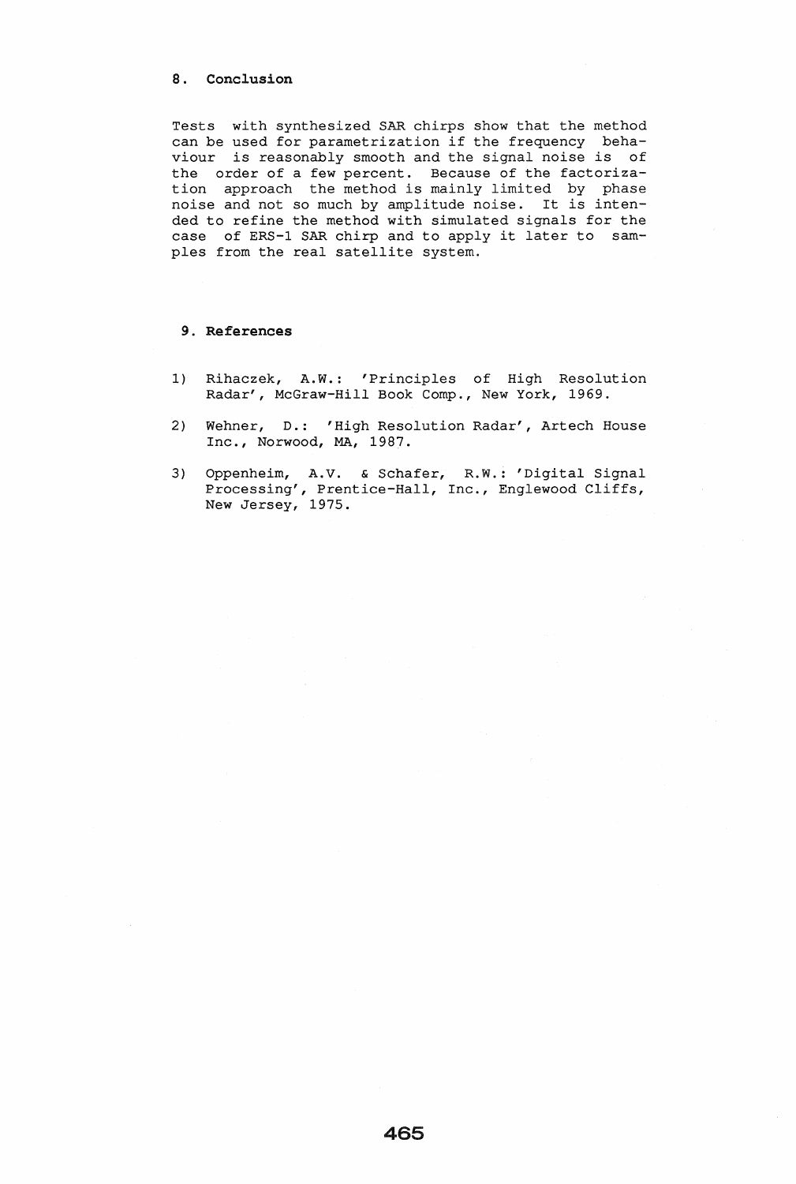## 8. Conclusion

Tests with synthesized SAR chirps show that the method can be used for parametrization if the frequency behaviour is reasonably smooth and the signal noise is of the order of a few percent. Because of the factorization approach the method is mainly limited by phase noise and not so much by amplitude noise. It is intended to refine the method with simulated signals for the case of ERS-1 SAR chirp and to apply it later to samples from the real satellite system.

## 9. References

1) Rihaczek, A.W.: 'Principles of High Resolution Radar', McGraw-Hill Book Comp., New York, 1969.

2) Wehner, D.: 'High Resolution Radar', Artech House Inc., Norwood, MA, 1987.

3) Oppenheim, A.V. & Schafer, R.W.: 'Digital Signal Processing', Prentice-Hall, Inc., Englewood Cliffs, New Jersey, 1975.